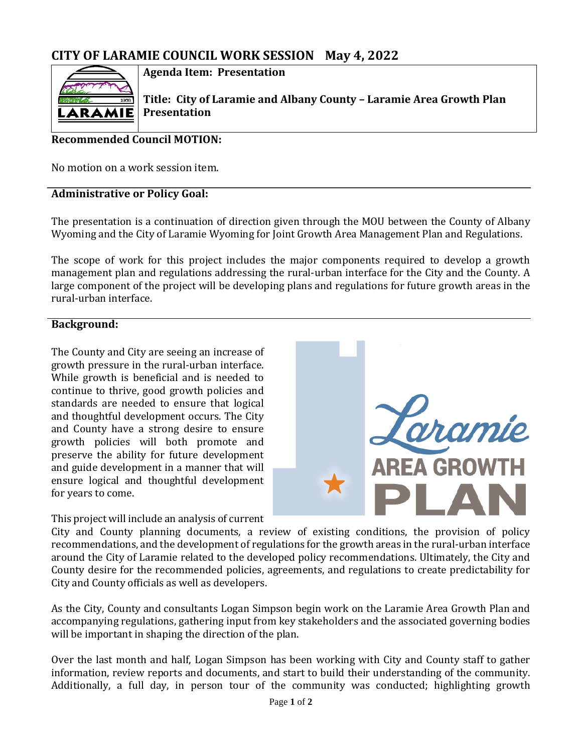# CITY OF LARAMIE COUNCIL WORK SESSION May 4, 2022

**Agenda Item: Presentation**

**Title: City of Laramie and Albany County – Laramie Area Growth Plan Presentation**

**Recommended Council MOTION:**

No motion on a work session item.

**Administrative or Policy Goal:**

The presentation is a continuation of direction given through the MOU between the County of Albany Wyoming and the City of Laramie Wyoming for Joint Growth Area Management Plan and Regulations.

The scope of work for this project includes the major components required to develop a growth management plan and regulations addressing the rural-urban interface for the City and the County. A large component of the project will be developing plans and regulations for future growth areas in the rural-urban interface.

**Background:**

The County and City are seeing an increase of growth pressure in the rural-urban interface. While growth is beneficial and is needed to continue to thrive, good growth policies and standards are needed to ensure that logical and thoughtful development occurs. The City and County have a strong desire to ensure growth policies will both promote and preserve the ability for future development and guide development in a manner that will ensure logical and thoughtful development for years to come.

This project will include an analysis of current City and County planning documents, a review of existing conditions, the provision of policy recommendations, and the development of regulations for the growth areas in the rural-urban interface around the City of Laramie related to the developed policy recommendations. Ultimately, the City and County desire for the recommended policies, agreements, and regulations to create predictability for City and County officials as well as developers.

As the City, County and consultants Logan Simpson begin work on the Laramie Area Growth Plan and accompanying regulations, gathering input from key stakeholders and the associated governing bodies will be important in shaping the direction of the plan.

Over the last month and half, Logan Simpson has been working with City and County staff to gather information, review reports and documents, and start to build their understanding of the community. Additionally, a full day, in person tour of the community was conducted; highlighting growth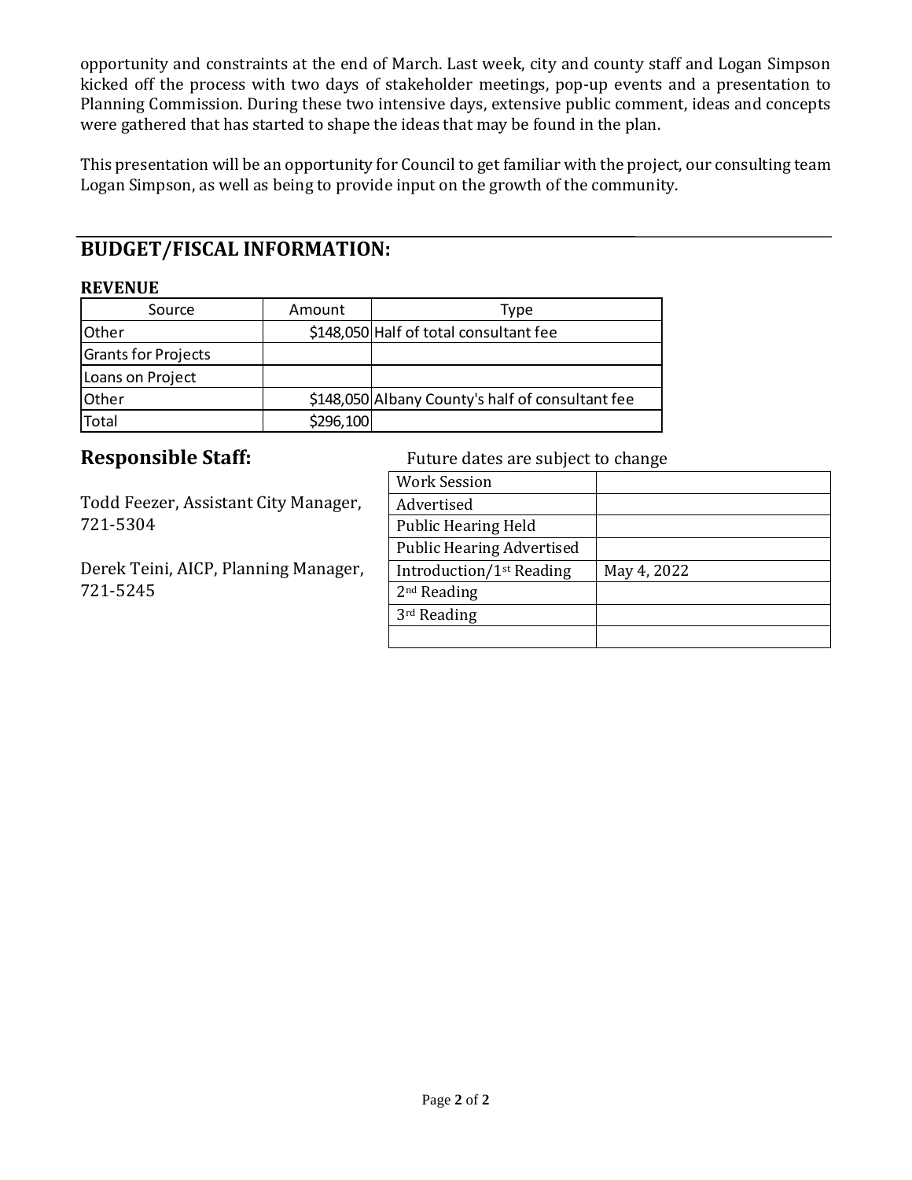opportunity and constraints at the end of March. Last week, city and county staff and Logan Simpson kicked off the process with two days of stakeholder meetings, pop-up events and a presentation to Planning Commission. During these two intensive days, extensive public comment, ideas and concepts were gathered that has started to shape the ideas that may be found in the plan.

This presentation will be an opportunity for Council to get familiar with the project, our consulting team Logan Simpson, as well as being to provide input on the growth of the community.

## BUDGET/FISCAL INFORMATION:

**REVENUE**

| Source | Amount | Type |
|---|---|---|
| Other | $148,050 | Half of total consultant fee |
| Grants for Projects | | |
| Loans on Project | | |
| Other | $148,050 | Albany County's half of consultant fee |
| Total | $296,100 | |

## Responsible Staff:

Todd Feezer, Assistant City Manager, 721-5304

Derek Teini, AICP, Planning Manager, 721-5245

Future dates are subject to change

| | |
|---|---|
| Work Session | |
| Advertised | |
| Public Hearing Held | |
| Public Hearing Advertised | |
| Introduction/1st Reading | May 4, 2022 |
| 2nd Reading | |
| 3rd Reading | |
| | |